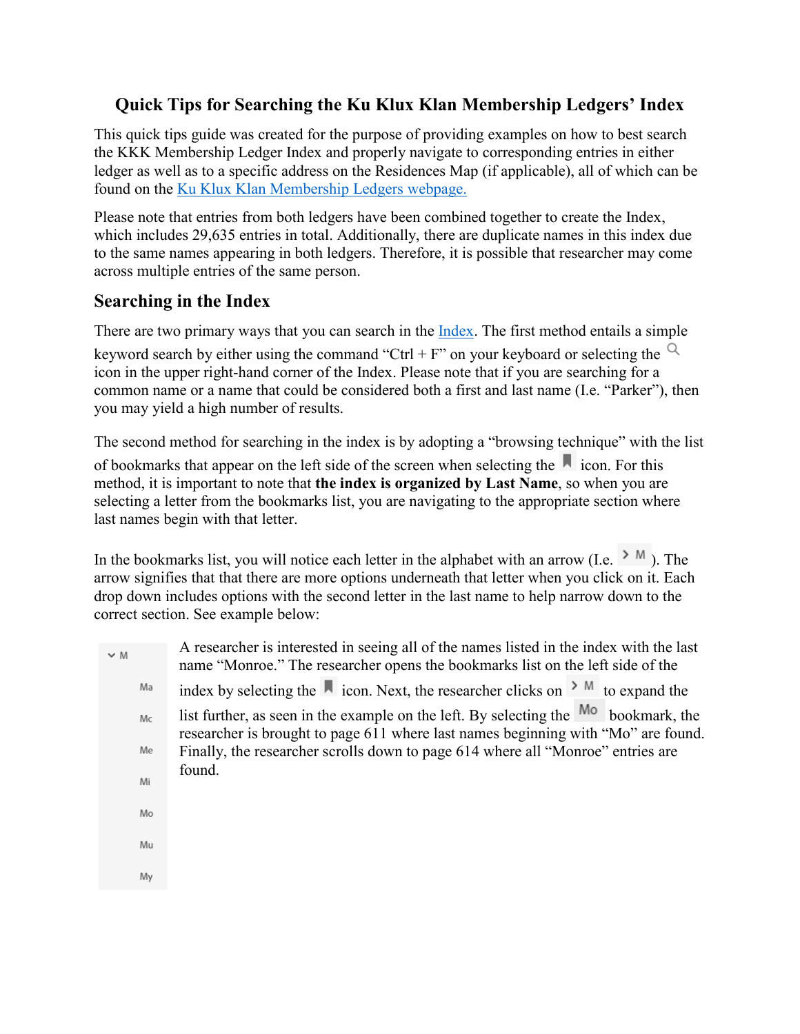# Quick Tips for Searching the Ku Klux Klan Membership Ledgers' Index

This quick tips guide was created for the purpose of providing examples on how to best search the KKK Membership Ledger Index and properly navigate to corresponding entries in either ledger as well as to a specific address on the Residences Map (if applicable), all of which can be found on the [Ku Klux Klan Membership Ledgers webpage.]()

Please note that entries from both ledgers have been combined together to create the Index, which includes 29,635 entries in total. Additionally, there are duplicate names in this index due to the same names appearing in both ledgers. Therefore, it is possible that researcher may come across multiple entries of the same person.

## Searching in the Index

There are two primary ways that you can search in the [Index](). The first method entails a simple keyword search by either using the command "Ctrl + F" on your keyboard or selecting the 🔍 icon in the upper right-hand corner of the Index. Please note that if you are searching for a common name or a name that could be considered both a first and last name (I.e. "Parker"), then you may yield a high number of results.

The second method for searching in the index is by adopting a "browsing technique" with the list of bookmarks that appear on the left side of the screen when selecting the 🔖 icon. For this method, it is important to note that **the index is organized by Last Name**, so when you are selecting a letter from the bookmarks list, you are navigating to the appropriate section where last names begin with that letter.

In the bookmarks list, you will notice each letter in the alphabet with an arrow (I.e. > M). The arrow signifies that that there are more options underneath that letter when you click on it. Each drop down includes options with the second letter in the last name to help narrow down to the correct section. See example below:

- ⌄ M
  - Ma
  - Mc
  - Me
  - Mi
  - Mo
  - Mu
  - My

A researcher is interested in seeing all of the names listed in the index with the last name "Monroe." The researcher opens the bookmarks list on the left side of the index by selecting the 🔖 icon. Next, the researcher clicks on > M to expand the list further, as seen in the example on the left. By selecting the Mo bookmark, the researcher is brought to page 611 where last names beginning with "Mo" are found. Finally, the researcher scrolls down to page 614 where all "Monroe" entries are found.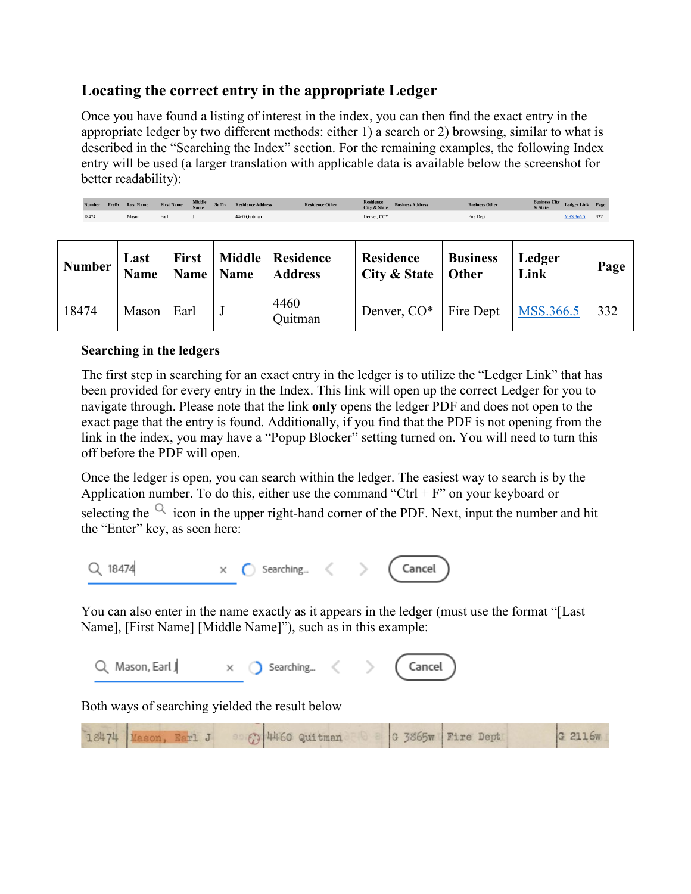## Locating the correct entry in the appropriate Ledger

Once you have found a listing of interest in the index, you can then find the exact entry in the appropriate ledger by two different methods: either 1) a search or 2) browsing, similar to what is described in the "Searching the Index" section. For the remaining examples, the following Index entry will be used (a larger translation with applicable data is available below the screenshot for better readability):

| Number | Last Name | First Name | Middle Name | Residence Address | Residence City & State | Business Other | Ledger Link | Page |
|---|---|---|---|---|---|---|---|---|
| 18474 | Mason | Earl | J | 4460 Quitman | Denver, CO* | Fire Dept | MSS.366.5 | 332 |

### Searching in the ledgers

The first step in searching for an exact entry in the ledger is to utilize the "Ledger Link" that has been provided for every entry in the Index. This link will open up the correct Ledger for you to navigate through. Please note that the link **only** opens the ledger PDF and does not open to the exact page that the entry is found. Additionally, if you find that the PDF is not opening from the link in the index, you may have a "Popup Blocker" setting turned on. You will need to turn this off before the PDF will open.

Once the ledger is open, you can search within the ledger. The easiest way to search is by the Application number. To do this, either use the command "Ctrl + F" on your keyboard or selecting the icon in the upper right-hand corner of the PDF. Next, input the number and hit the "Enter" key, as seen here:

18474 Searching... Cancel

You can also enter in the name exactly as it appears in the ledger (must use the format "[Last Name], [First Name] [Middle Name]"), such as in this example:

Mason, Earl J Searching... Cancel

Both ways of searching yielded the result below

18474 | Mason, Earl J | 4460 Quitman | G 3865w | Fire Dept | G 2116w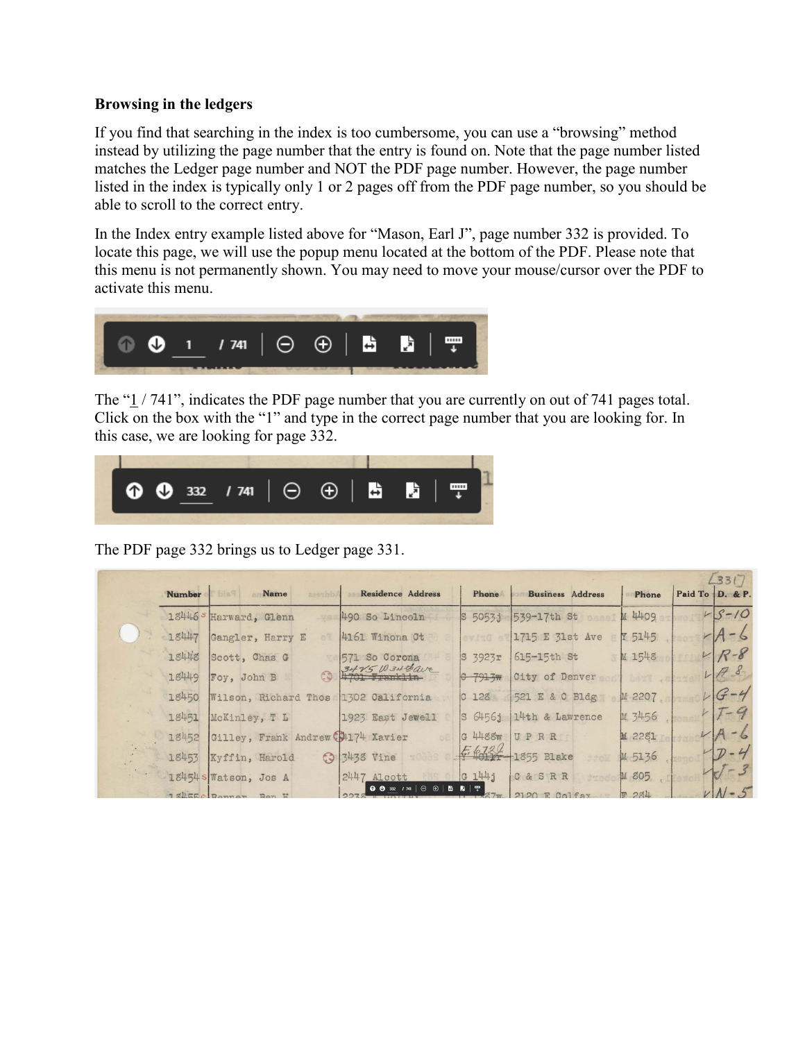**Browsing in the ledgers**

If you find that searching in the index is too cumbersome, you can use a "browsing" method instead by utilizing the page number that the entry is found on. Note that the page number listed matches the Ledger page number and NOT the PDF page number. However, the page number listed in the index is typically only 1 or 2 pages off from the PDF page number, so you should be able to scroll to the correct entry.

In the Index entry example listed above for "Mason, Earl J", page number 332 is provided. To locate this page, we will use the popup menu located at the bottom of the PDF. Please note that this menu is not permanently shown. You may need to move your mouse/cursor over the PDF to activate this menu.

The "1 / 741", indicates the PDF page number that you are currently on out of 741 pages total. Click on the box with the "1" and type in the correct page number that you are looking for. In this case, we are looking for page 332.

The PDF page 332 brings us to Ledger page 331.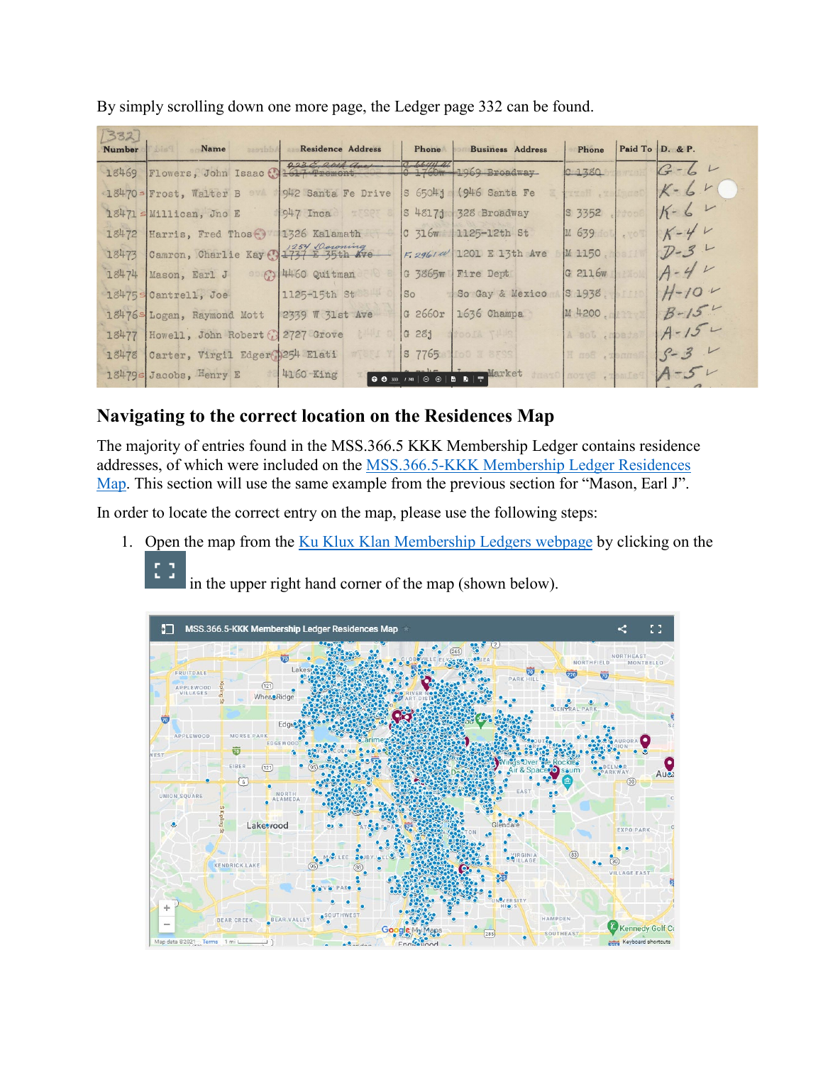By simply scrolling down one more page, the Ledger page 332 can be found.

## Navigating to the correct location on the Residences Map

The majority of entries found in the MSS.366.5 KKK Membership Ledger contains residence addresses, of which were included on the MSS.366.5-KKK Membership Ledger Residences Map. This section will use the same example from the previous section for "Mason, Earl J".

In order to locate the correct entry on the map, please use the following steps:

1. Open the map from the Ku Klux Klan Membership Ledgers webpage by clicking on the [expand icon] in the upper right hand corner of the map (shown below).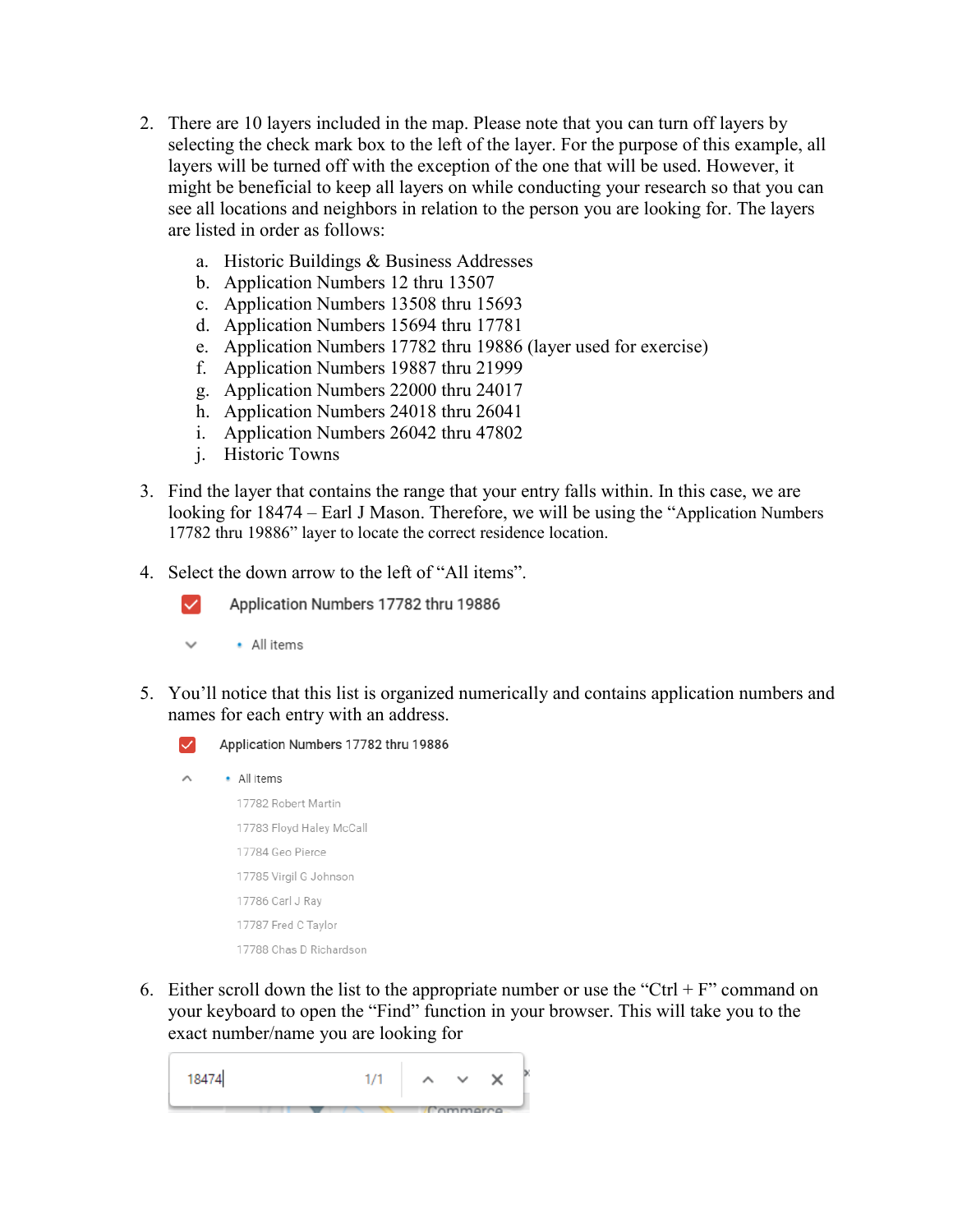2. There are 10 layers included in the map. Please note that you can turn off layers by selecting the check mark box to the left of the layer. For the purpose of this example, all layers will be turned off with the exception of the one that will be used. However, it might be beneficial to keep all layers on while conducting your research so that you can see all locations and neighbors in relation to the person you are looking for. The layers are listed in order as follows:

    a. Historic Buildings & Business Addresses
    b. Application Numbers 12 thru 13507
    c. Application Numbers 13508 thru 15693
    d. Application Numbers 15694 thru 17781
    e. Application Numbers 17782 thru 19886 (layer used for exercise)
    f. Application Numbers 19887 thru 21999
    g. Application Numbers 22000 thru 24017
    h. Application Numbers 24018 thru 26041
    i. Application Numbers 26042 thru 47802
    j. Historic Towns

3. Find the layer that contains the range that your entry falls within. In this case, we are looking for 18474 – Earl J Mason. Therefore, we will be using the "Application Numbers 17782 thru 19886" layer to locate the correct residence location.

4. Select the down arrow to the left of "All items".

    Application Numbers 17782 thru 19886

    All items

5. You'll notice that this list is organized numerically and contains application numbers and names for each entry with an address.

    Application Numbers 17782 thru 19886

    All items
    - 17782 Robert Martin
    - 17783 Floyd Haley McCall
    - 17784 Geo Pierce
    - 17785 Virgil G Johnson
    - 17786 Carl J Ray
    - 17787 Fred C Taylor
    - 17788 Chas D Richardson

6. Either scroll down the list to the appropriate number or use the "Ctrl + F" command on your keyboard to open the "Find" function in your browser. This will take you to the exact number/name you are looking for

    18474 1/1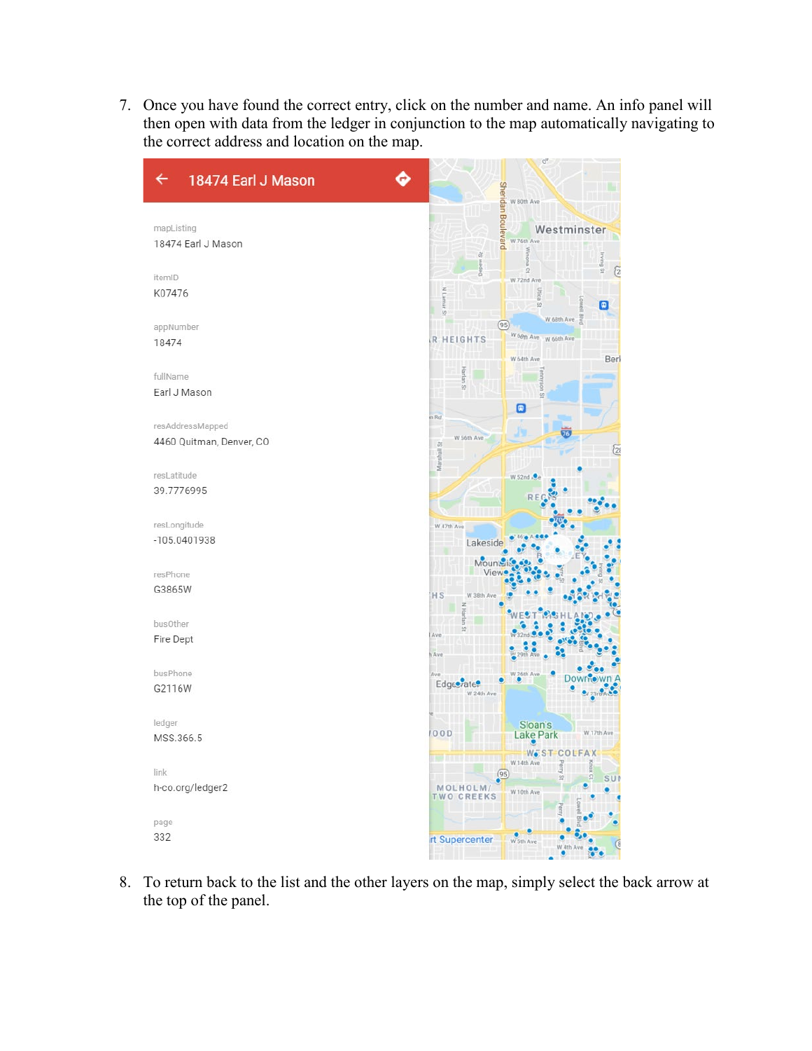7. Once you have found the correct entry, click on the number and name. An info panel will then open with data from the ledger in conjunction to the map automatically navigating to the correct address and location on the map.

18474 Earl J Mason

mapListing
18474 Earl J Mason

itemID
K07476

appNumber
18474

fullName
Earl J Mason

resAddressMapped
4460 Quitman, Denver, CO

resLatitude
39.7776995

resLongitude
-105.0401938

resPhone
G3865W

busOther
Fire Dept

busPhone
G2116W

ledger
MSS.366.5

link
h-co.org/ledger2

page
332

8. To return back to the list and the other layers on the map, simply select the back arrow at the top of the panel.